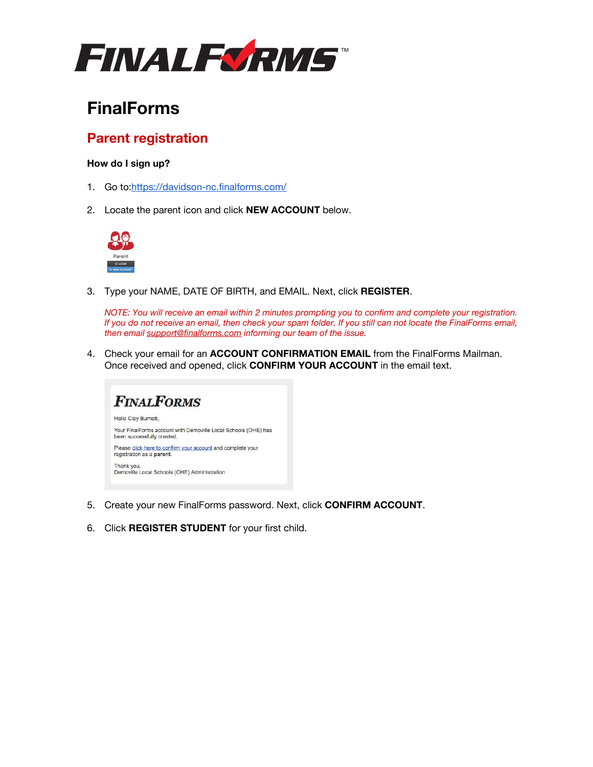# FinalForms

## Parent registration

### How do I sign up?

1. Go to:https://davidson-nc.finalforms.com/

2. Locate the parent icon and click **NEW ACCOUNT** below.

3. Type your NAME, DATE OF BIRTH, and EMAIL. Next, click **REGISTER**.

   *NOTE: You will receive an email within 2 minutes prompting you to confirm and complete your registration. If you do not receive an email, then check your spam folder. If you still can not locate the FinalForms email, then email support@finalforms.com informing our team of the issue.*

4. Check your email for an **ACCOUNT CONFIRMATION EMAIL** from the FinalForms Mailman. Once received and opened, click **CONFIRM YOUR ACCOUNT** in the email text.

5. Create your new FinalForms password. Next, click **CONFIRM ACCOUNT**.

6. Click **REGISTER STUDENT** for your first child.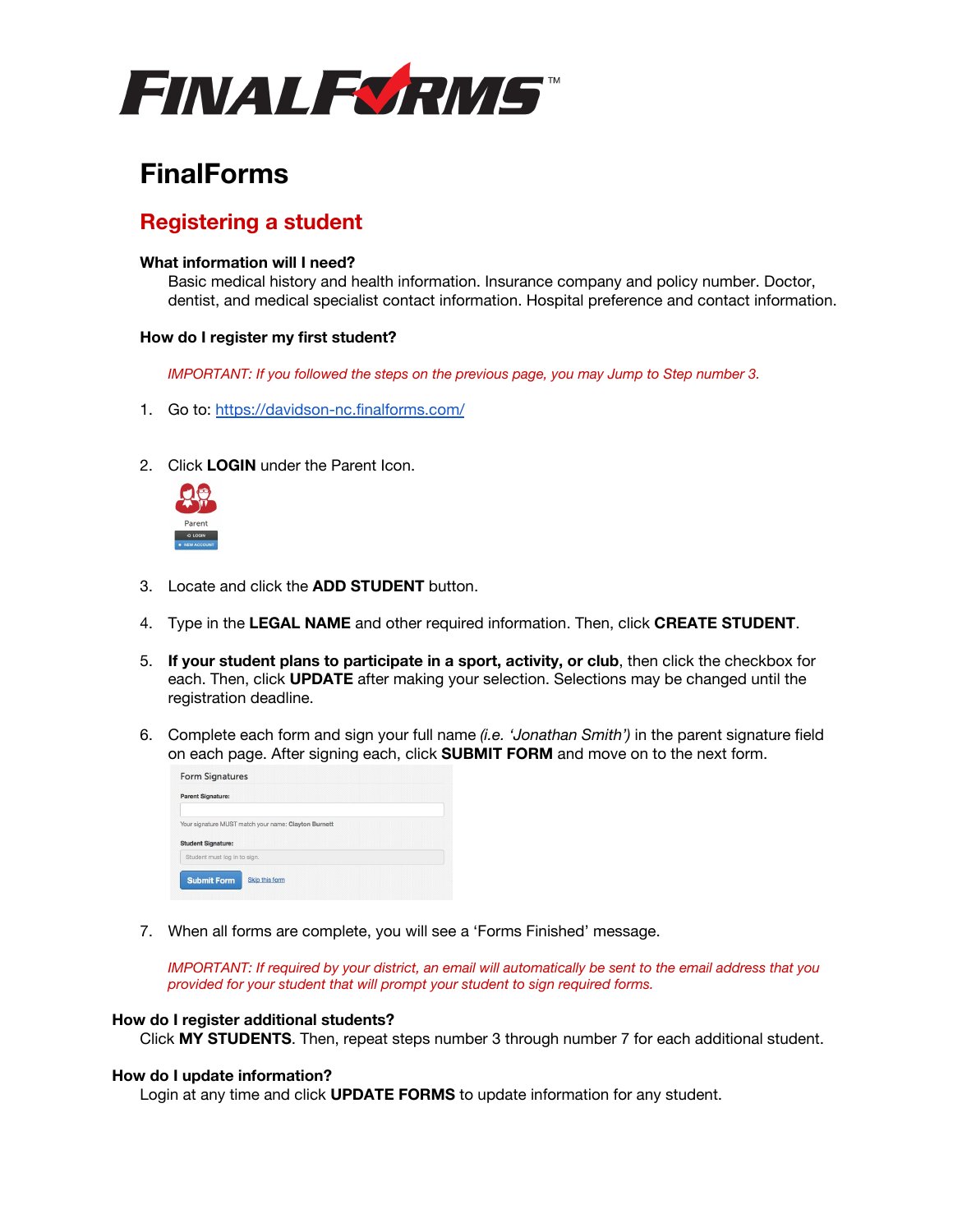# FinalForms

## Registering a student

**What information will I need?**

Basic medical history and health information. Insurance company and policy number. Doctor, dentist, and medical specialist contact information. Hospital preference and contact information.

**How do I register my first student?**

*IMPORTANT: If you followed the steps on the previous page, you may Jump to Step number 3.*

1. Go to: https://davidson-nc.finalforms.com/

2. Click **LOGIN** under the Parent Icon.

3. Locate and click the **ADD STUDENT** button.

4. Type in the **LEGAL NAME** and other required information. Then, click **CREATE STUDENT**.

5. **If your student plans to participate in a sport, activity, or club**, then click the checkbox for each. Then, click **UPDATE** after making your selection. Selections may be changed until the registration deadline.

6. Complete each form and sign your full name *(i.e. 'Jonathan Smith')* in the parent signature field on each page. After signing each, click **SUBMIT FORM** and move on to the next form.

7. When all forms are complete, you will see a 'Forms Finished' message.

*IMPORTANT: If required by your district, an email will automatically be sent to the email address that you provided for your student that will prompt your student to sign required forms.*

**How do I register additional students?**

Click **MY STUDENTS**. Then, repeat steps number 3 through number 7 for each additional student.

**How do I update information?**

Login at any time and click **UPDATE FORMS** to update information for any student.